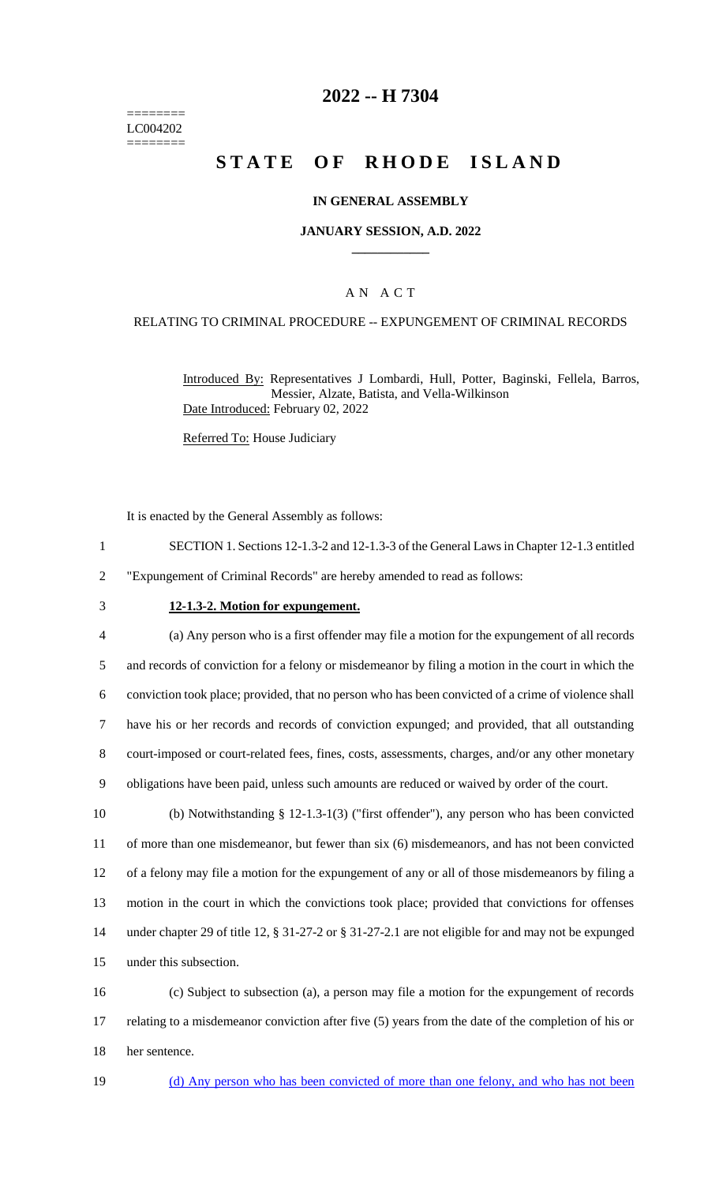========
LC004202
========

# 2022 -- H 7304

# STATE OF RHODE ISLAND

## IN GENERAL ASSEMBLY

### JANUARY SESSION, A.D. 2022

### A N A C T

RELATING TO CRIMINAL PROCEDURE -- EXPUNGEMENT OF CRIMINAL RECORDS

Introduced By: Representatives J Lombardi, Hull, Potter, Baginski, Fellela, Barros, Messier, Alzate, Batista, and Vella-Wilkinson

Date Introduced: February 02, 2022

Referred To: House Judiciary

It is enacted by the General Assembly as follows:

1 SECTION 1. Sections 12-1.3-2 and 12-1.3-3 of the General Laws in Chapter 12-1.3 entitled
2 "Expungement of Criminal Records" are hereby amended to read as follows:

3 **12-1.3-2. Motion for expungement.**

4 (a) Any person who is a first offender may file a motion for the expungement of all records
5 and records of conviction for a felony or misdemeanor by filing a motion in the court in which the
6 conviction took place; provided, that no person who has been convicted of a crime of violence shall
7 have his or her records and records of conviction expunged; and provided, that all outstanding
8 court-imposed or court-related fees, fines, costs, assessments, charges, and/or any other monetary
9 obligations have been paid, unless such amounts are reduced or waived by order of the court.

10 (b) Notwithstanding § 12-1.3-1(3) ("first offender"), any person who has been convicted
11 of more than one misdemeanor, but fewer than six (6) misdemeanors, and has not been convicted
12 of a felony may file a motion for the expungement of any or all of those misdemeanors by filing a
13 motion in the court in which the convictions took place; provided that convictions for offenses
14 under chapter 29 of title 12, § 31-27-2 or § 31-27-2.1 are not eligible for and may not be expunged
15 under this subsection.

16 (c) Subject to subsection (a), a person may file a motion for the expungement of records
17 relating to a misdemeanor conviction after five (5) years from the date of the completion of his or
18 her sentence.

19 <u>(d) Any person who has been convicted of more than one felony, and who has not been</u>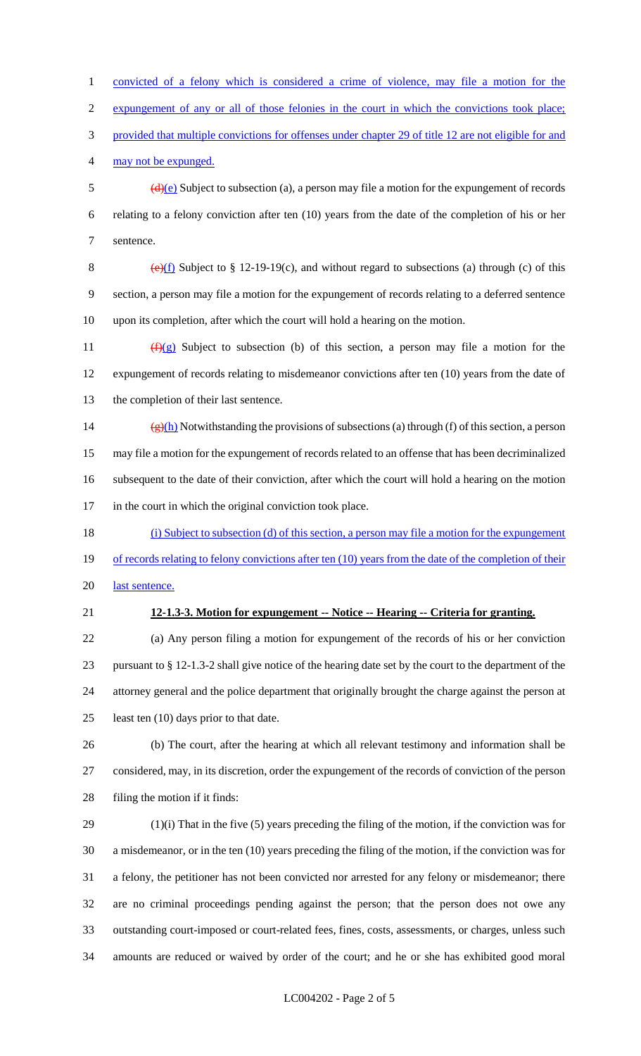convicted of a felony which is considered a crime of violence, may file a motion for the expungement of any or all of those felonies in the court in which the convictions took place; provided that multiple convictions for offenses under chapter 29 of title 12 are not eligible for and may not be expunged.

~~(d)~~(e) Subject to subsection (a), a person may file a motion for the expungement of records relating to a felony conviction after ten (10) years from the date of the completion of his or her sentence.

~~(e)~~(f) Subject to § 12-19-19(c), and without regard to subsections (a) through (c) of this section, a person may file a motion for the expungement of records relating to a deferred sentence upon its completion, after which the court will hold a hearing on the motion.

~~(f)~~(g) Subject to subsection (b) of this section, a person may file a motion for the expungement of records relating to misdemeanor convictions after ten (10) years from the date of the completion of their last sentence.

~~(g)~~(h) Notwithstanding the provisions of subsections (a) through (f) of this section, a person may file a motion for the expungement of records related to an offense that has been decriminalized subsequent to the date of their conviction, after which the court will hold a hearing on the motion in the court in which the original conviction took place.

(i) Subject to subsection (d) of this section, a person may file a motion for the expungement of records relating to felony convictions after ten (10) years from the date of the completion of their last sentence.

**12-1.3-3. Motion for expungement -- Notice -- Hearing -- Criteria for granting.**

(a) Any person filing a motion for expungement of the records of his or her conviction pursuant to § 12-1.3-2 shall give notice of the hearing date set by the court to the department of the attorney general and the police department that originally brought the charge against the person at least ten (10) days prior to that date.

(b) The court, after the hearing at which all relevant testimony and information shall be considered, may, in its discretion, order the expungement of the records of conviction of the person filing the motion if it finds:

(1)(i) That in the five (5) years preceding the filing of the motion, if the conviction was for a misdemeanor, or in the ten (10) years preceding the filing of the motion, if the conviction was for a felony, the petitioner has not been convicted nor arrested for any felony or misdemeanor; there are no criminal proceedings pending against the person; that the person does not owe any outstanding court-imposed or court-related fees, fines, costs, assessments, or charges, unless such amounts are reduced or waived by order of the court; and he or she has exhibited good moral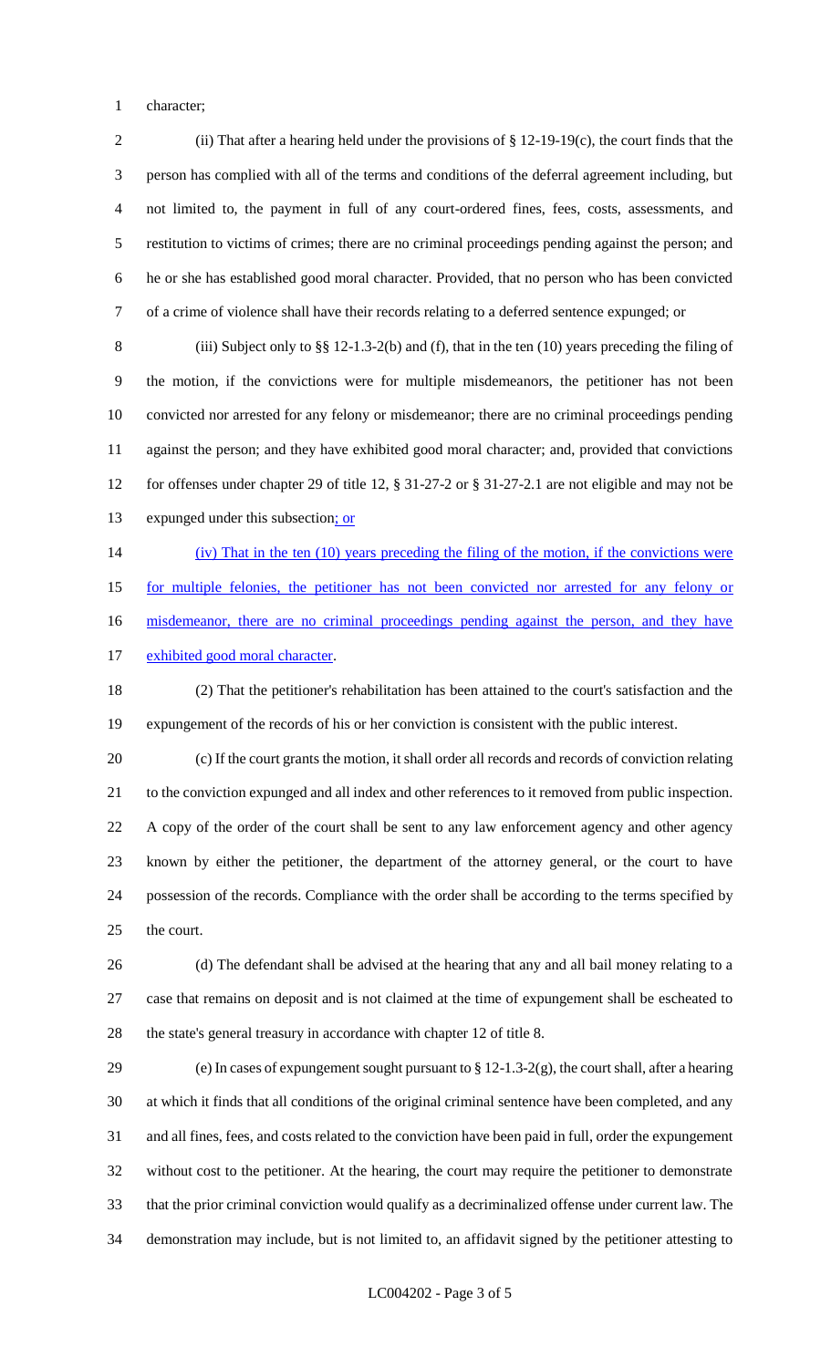character;

(ii) That after a hearing held under the provisions of § 12-19-19(c), the court finds that the person has complied with all of the terms and conditions of the deferral agreement including, but not limited to, the payment in full of any court-ordered fines, fees, costs, assessments, and restitution to victims of crimes; there are no criminal proceedings pending against the person; and he or she has established good moral character. Provided, that no person who has been convicted of a crime of violence shall have their records relating to a deferred sentence expunged; or

(iii) Subject only to §§ 12-1.3-2(b) and (f), that in the ten (10) years preceding the filing of the motion, if the convictions were for multiple misdemeanors, the petitioner has not been convicted nor arrested for any felony or misdemeanor; there are no criminal proceedings pending against the person; and they have exhibited good moral character; and, provided that convictions for offenses under chapter 29 of title 12, § 31-27-2 or § 31-27-2.1 are not eligible and may not be expunged under this subsection; or

(iv) That in the ten (10) years preceding the filing of the motion, if the convictions were for multiple felonies, the petitioner has not been convicted nor arrested for any felony or misdemeanor, there are no criminal proceedings pending against the person, and they have exhibited good moral character.

(2) That the petitioner's rehabilitation has been attained to the court's satisfaction and the expungement of the records of his or her conviction is consistent with the public interest.

(c) If the court grants the motion, it shall order all records and records of conviction relating to the conviction expunged and all index and other references to it removed from public inspection. A copy of the order of the court shall be sent to any law enforcement agency and other agency known by either the petitioner, the department of the attorney general, or the court to have possession of the records. Compliance with the order shall be according to the terms specified by the court.

(d) The defendant shall be advised at the hearing that any and all bail money relating to a case that remains on deposit and is not claimed at the time of expungement shall be escheated to the state's general treasury in accordance with chapter 12 of title 8.

(e) In cases of expungement sought pursuant to § 12-1.3-2(g), the court shall, after a hearing at which it finds that all conditions of the original criminal sentence have been completed, and any and all fines, fees, and costs related to the conviction have been paid in full, order the expungement without cost to the petitioner. At the hearing, the court may require the petitioner to demonstrate that the prior criminal conviction would qualify as a decriminalized offense under current law. The demonstration may include, but is not limited to, an affidavit signed by the petitioner attesting to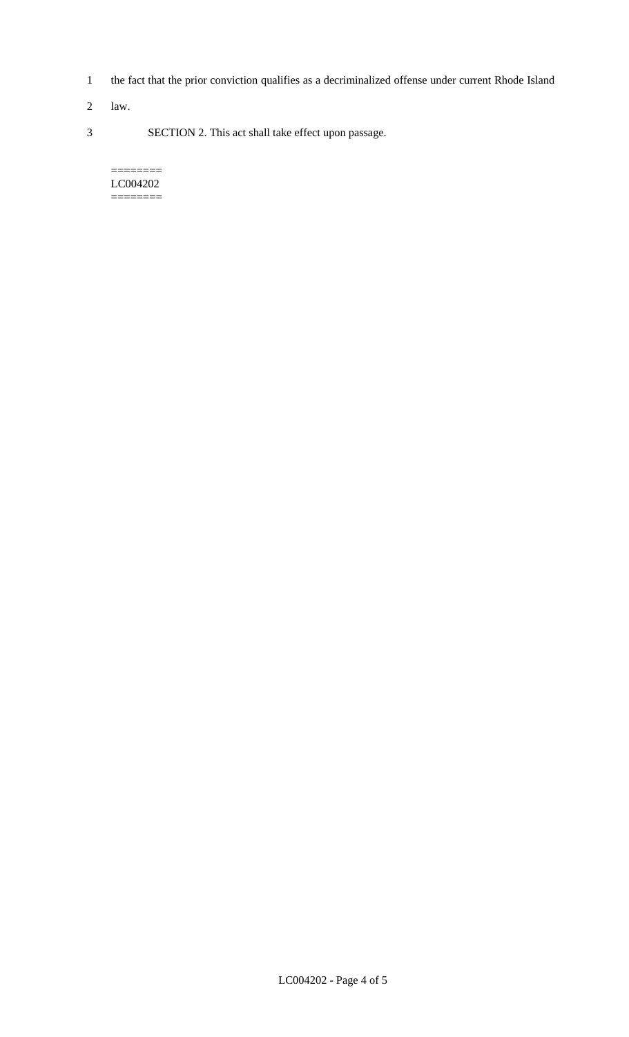the fact that the prior conviction qualifies as a decriminalized offense under current Rhode Island law.

SECTION 2. This act shall take effect upon passage.

========
LC004202
========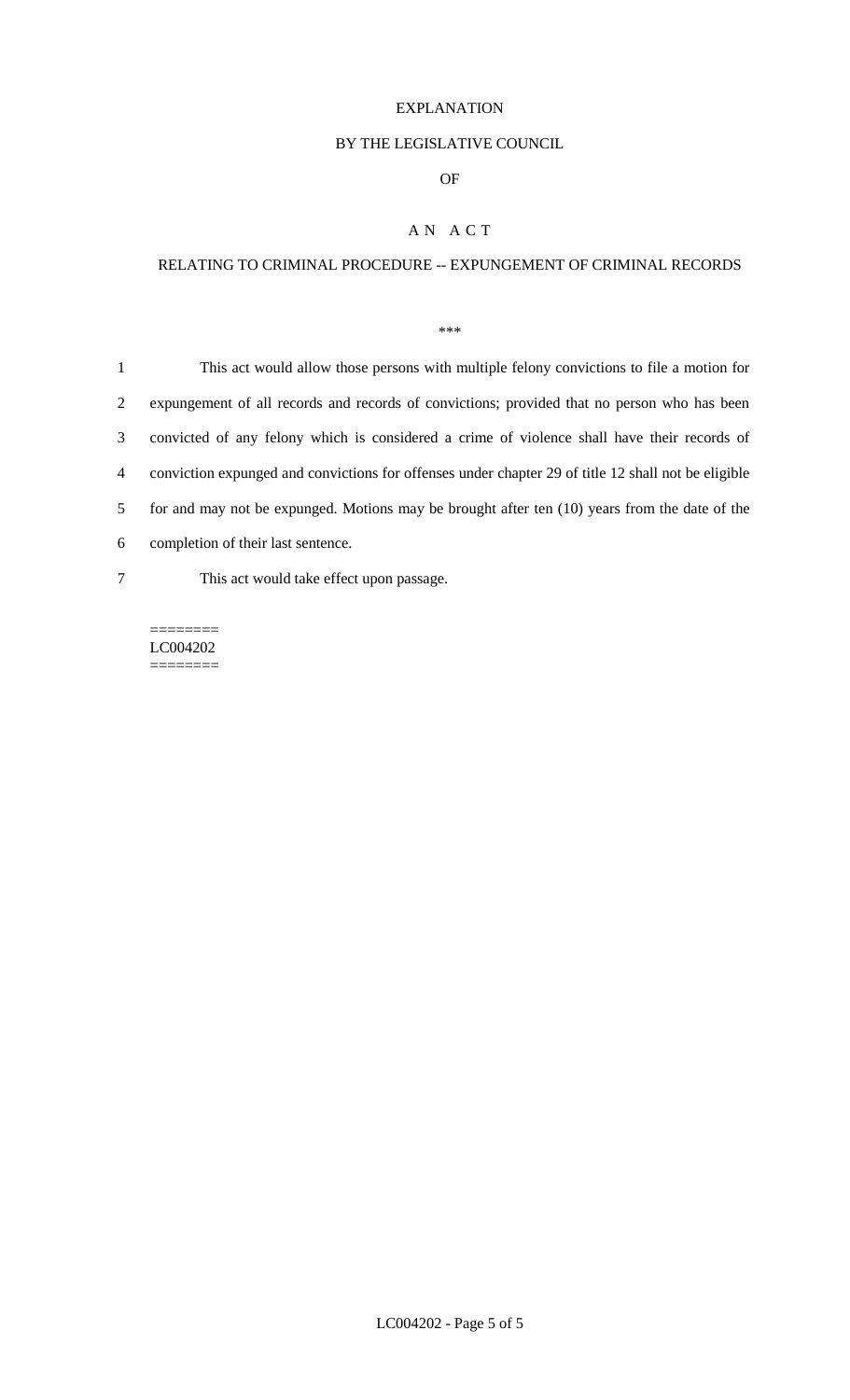EXPLANATION

BY THE LEGISLATIVE COUNCIL

OF

A N A C T

RELATING TO CRIMINAL PROCEDURE -- EXPUNGEMENT OF CRIMINAL RECORDS

***

1 This act would allow those persons with multiple felony convictions to file a motion for
2 expungement of all records and records of convictions; provided that no person who has been
3 convicted of any felony which is considered a crime of violence shall have their records of
4 conviction expunged and convictions for offenses under chapter 29 of title 12 shall not be eligible
5 for and may not be expunged. Motions may be brought after ten (10) years from the date of the
6 completion of their last sentence.

7 This act would take effect upon passage.

========
LC004202
========